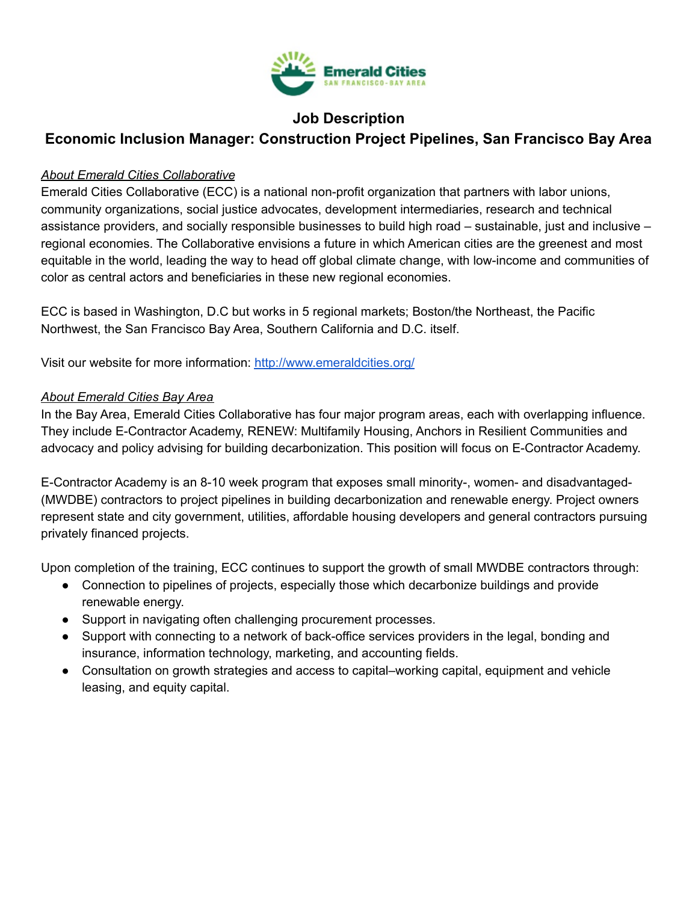# Job Description

## Economic Inclusion Manager: Construction Project Pipelines, San Francisco Bay Area

*About Emerald Cities Collaborative*

Emerald Cities Collaborative (ECC) is a national non-profit organization that partners with labor unions, community organizations, social justice advocates, development intermediaries, research and technical assistance providers, and socially responsible businesses to build high road – sustainable, just and inclusive – regional economies. The Collaborative envisions a future in which American cities are the greenest and most equitable in the world, leading the way to head off global climate change, with low-income and communities of color as central actors and beneficiaries in these new regional economies.

ECC is based in Washington, D.C but works in 5 regional markets; Boston/the Northeast, the Pacific Northwest, the San Francisco Bay Area, Southern California and D.C. itself.

Visit our website for more information: [http://www.emeraldcities.org/](http://www.emeraldcities.org/)

*About Emerald Cities Bay Area*

In the Bay Area, Emerald Cities Collaborative has four major program areas, each with overlapping influence. They include E-Contractor Academy, RENEW: Multifamily Housing, Anchors in Resilient Communities and advocacy and policy advising for building decarbonization. This position will focus on E-Contractor Academy.

E-Contractor Academy is an 8-10 week program that exposes small minority-, women- and disadvantaged- (MWDBE) contractors to project pipelines in building decarbonization and renewable energy. Project owners represent state and city government, utilities, affordable housing developers and general contractors pursuing privately financed projects.

Upon completion of the training, ECC continues to support the growth of small MWDBE contractors through:

- Connection to pipelines of projects, especially those which decarbonize buildings and provide renewable energy.
- Support in navigating often challenging procurement processes.
- Support with connecting to a network of back-office services providers in the legal, bonding and insurance, information technology, marketing, and accounting fields.
- Consultation on growth strategies and access to capital–working capital, equipment and vehicle leasing, and equity capital.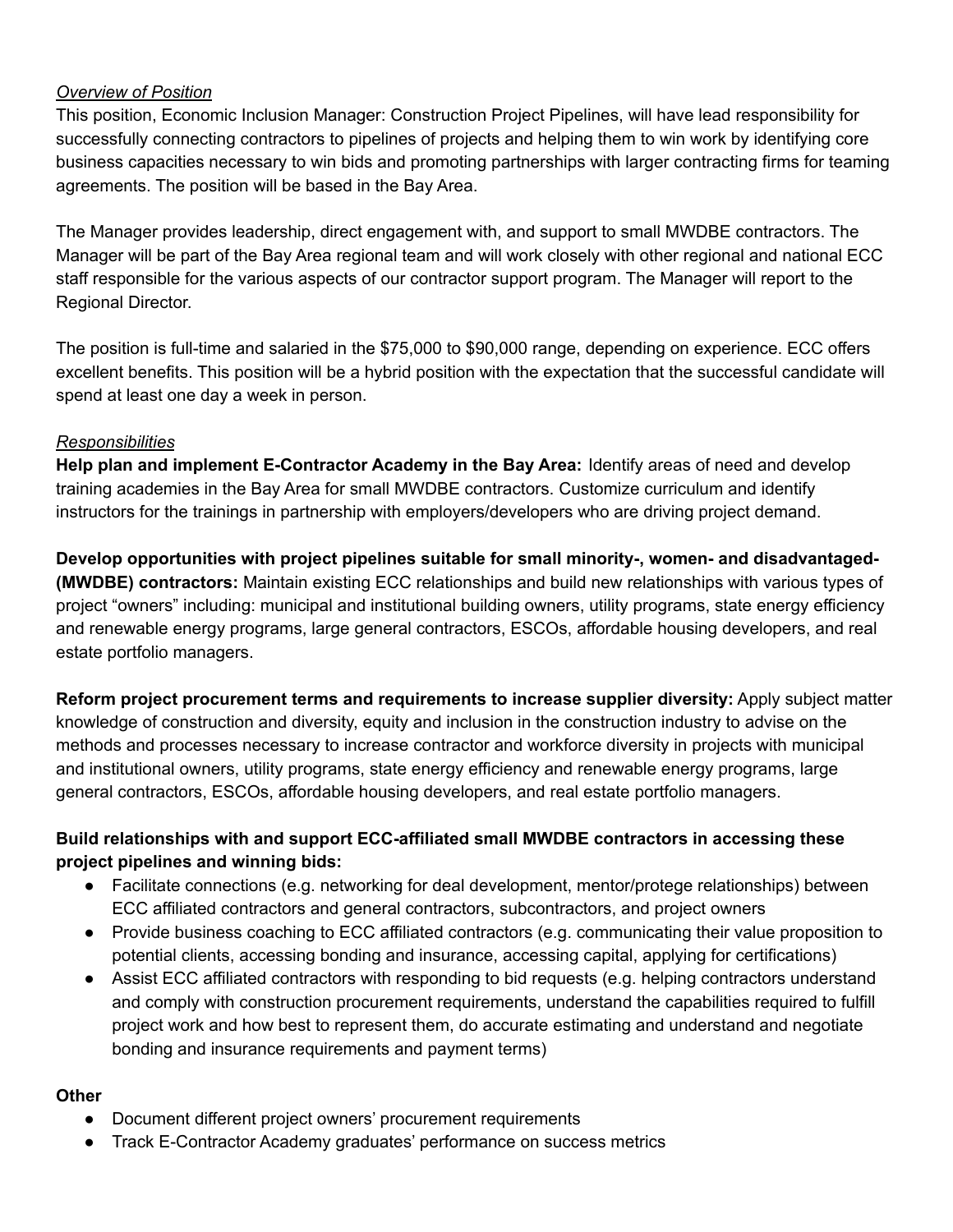*Overview of Position*

This position, Economic Inclusion Manager: Construction Project Pipelines, will have lead responsibility for successfully connecting contractors to pipelines of projects and helping them to win work by identifying core business capacities necessary to win bids and promoting partnerships with larger contracting firms for teaming agreements. The position will be based in the Bay Area.

The Manager provides leadership, direct engagement with, and support to small MWDBE contractors. The Manager will be part of the Bay Area regional team and will work closely with other regional and national ECC staff responsible for the various aspects of our contractor support program. The Manager will report to the Regional Director.

The position is full-time and salaried in the $75,000 to $90,000 range, depending on experience. ECC offers excellent benefits. This position will be a hybrid position with the expectation that the successful candidate will spend at least one day a week in person.

*Responsibilities*

**Help plan and implement E-Contractor Academy in the Bay Area:** Identify areas of need and develop training academies in the Bay Area for small MWDBE contractors. Customize curriculum and identify instructors for the trainings in partnership with employers/developers who are driving project demand.

**Develop opportunities with project pipelines suitable for small minority-, women- and disadvantaged- (MWDBE) contractors:** Maintain existing ECC relationships and build new relationships with various types of project "owners" including: municipal and institutional building owners, utility programs, state energy efficiency and renewable energy programs, large general contractors, ESCOs, affordable housing developers, and real estate portfolio managers.

**Reform project procurement terms and requirements to increase supplier diversity:** Apply subject matter knowledge of construction and diversity, equity and inclusion in the construction industry to advise on the methods and processes necessary to increase contractor and workforce diversity in projects with municipal and institutional owners, utility programs, state energy efficiency and renewable energy programs, large general contractors, ESCOs, affordable housing developers, and real estate portfolio managers.

**Build relationships with and support ECC-affiliated small MWDBE contractors in accessing these project pipelines and winning bids:**

- Facilitate connections (e.g. networking for deal development, mentor/protege relationships) between ECC affiliated contractors and general contractors, subcontractors, and project owners
- Provide business coaching to ECC affiliated contractors (e.g. communicating their value proposition to potential clients, accessing bonding and insurance, accessing capital, applying for certifications)
- Assist ECC affiliated contractors with responding to bid requests (e.g. helping contractors understand and comply with construction procurement requirements, understand the capabilities required to fulfill project work and how best to represent them, do accurate estimating and understand and negotiate bonding and insurance requirements and payment terms)

**Other**

- Document different project owners' procurement requirements
- Track E-Contractor Academy graduates' performance on success metrics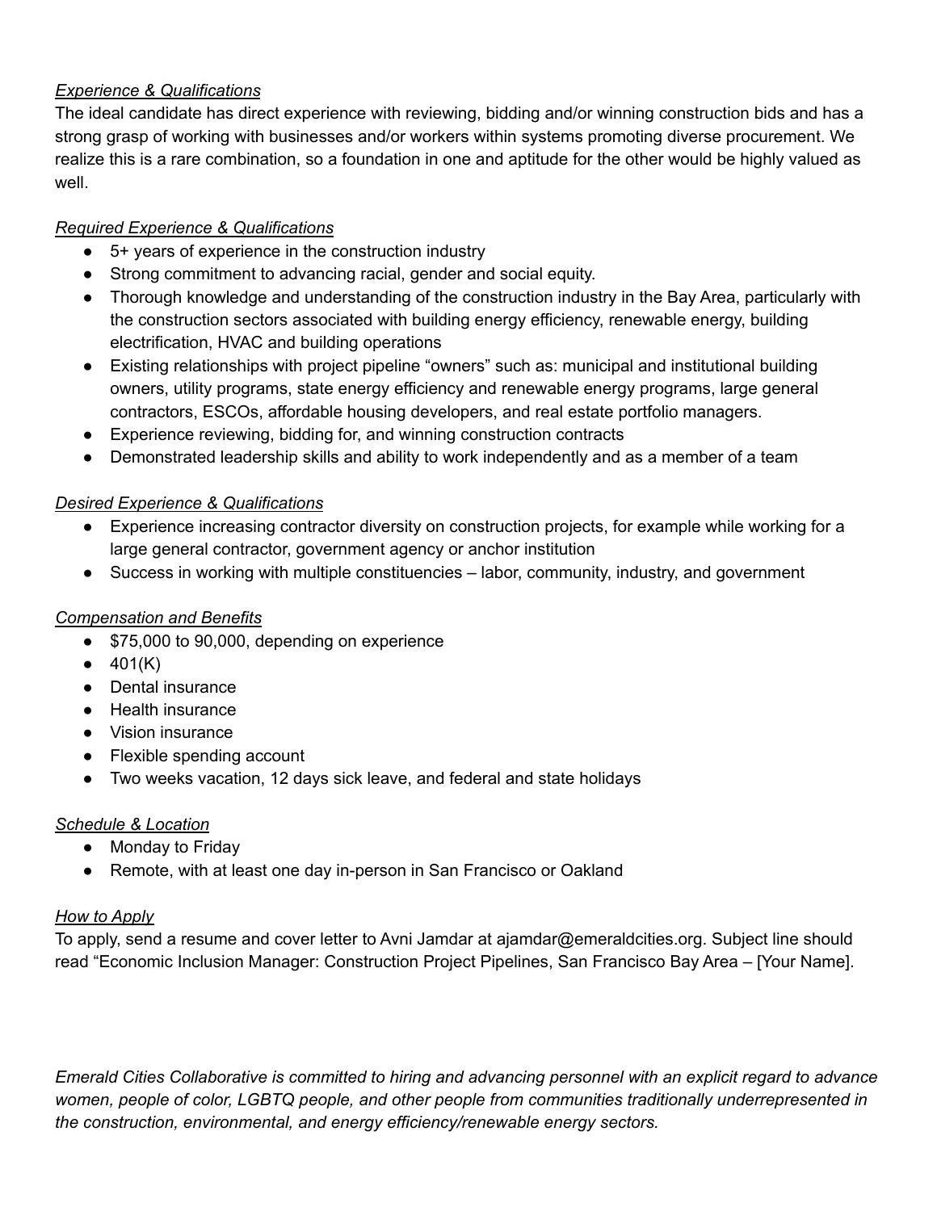*Experience & Qualifications*

The ideal candidate has direct experience with reviewing, bidding and/or winning construction bids and has a strong grasp of working with businesses and/or workers within systems promoting diverse procurement. We realize this is a rare combination, so a foundation in one and aptitude for the other would be highly valued as well.

*Required Experience & Qualifications*

- 5+ years of experience in the construction industry
- Strong commitment to advancing racial, gender and social equity.
- Thorough knowledge and understanding of the construction industry in the Bay Area, particularly with the construction sectors associated with building energy efficiency, renewable energy, building electrification, HVAC and building operations
- Existing relationships with project pipeline "owners" such as: municipal and institutional building owners, utility programs, state energy efficiency and renewable energy programs, large general contractors, ESCOs, affordable housing developers, and real estate portfolio managers.
- Experience reviewing, bidding for, and winning construction contracts
- Demonstrated leadership skills and ability to work independently and as a member of a team

*Desired Experience & Qualifications*

- Experience increasing contractor diversity on construction projects, for example while working for a large general contractor, government agency or anchor institution
- Success in working with multiple constituencies – labor, community, industry, and government

*Compensation and Benefits*

- $75,000 to 90,000, depending on experience
- 401(K)
- Dental insurance
- Health insurance
- Vision insurance
- Flexible spending account
- Two weeks vacation, 12 days sick leave, and federal and state holidays

*Schedule & Location*

- Monday to Friday
- Remote, with at least one day in-person in San Francisco or Oakland

*How to Apply*

To apply, send a resume and cover letter to Avni Jamdar at ajamdar@emeraldcities.org. Subject line should read "Economic Inclusion Manager: Construction Project Pipelines, San Francisco Bay Area – [Your Name].

*Emerald Cities Collaborative is committed to hiring and advancing personnel with an explicit regard to advance women, people of color, LGBTQ people, and other people from communities traditionally underrepresented in the construction, environmental, and energy efficiency/renewable energy sectors.*